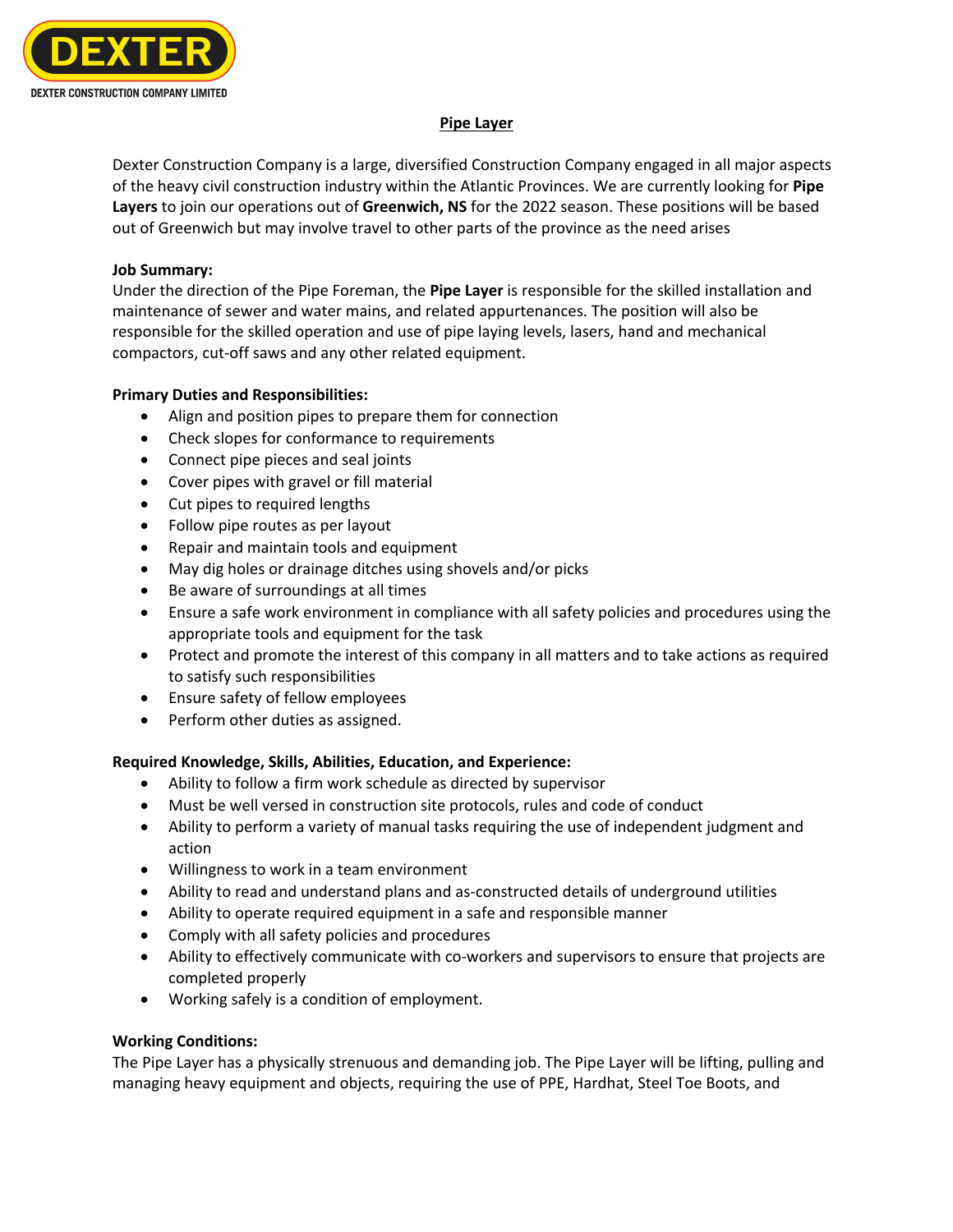DEXTER

DEXTER CONSTRUCTION COMPANY LIMITED

# Pipe Layer

Dexter Construction Company is a large, diversified Construction Company engaged in all major aspects of the heavy civil construction industry within the Atlantic Provinces. We are currently looking for **Pipe Layers** to join our operations out of **Greenwich, NS** for the 2022 season. These positions will be based out of Greenwich but may involve travel to other parts of the province as the need arises

**Job Summary:**

Under the direction of the Pipe Foreman, the **Pipe Layer** is responsible for the skilled installation and maintenance of sewer and water mains, and related appurtenances. The position will also be responsible for the skilled operation and use of pipe laying levels, lasers, hand and mechanical compactors, cut-off saws and any other related equipment.

**Primary Duties and Responsibilities:**

- Align and position pipes to prepare them for connection
- Check slopes for conformance to requirements
- Connect pipe pieces and seal joints
- Cover pipes with gravel or fill material
- Cut pipes to required lengths
- Follow pipe routes as per layout
- Repair and maintain tools and equipment
- May dig holes or drainage ditches using shovels and/or picks
- Be aware of surroundings at all times
- Ensure a safe work environment in compliance with all safety policies and procedures using the appropriate tools and equipment for the task
- Protect and promote the interest of this company in all matters and to take actions as required to satisfy such responsibilities
- Ensure safety of fellow employees
- Perform other duties as assigned.

**Required Knowledge, Skills, Abilities, Education, and Experience:**

- Ability to follow a firm work schedule as directed by supervisor
- Must be well versed in construction site protocols, rules and code of conduct
- Ability to perform a variety of manual tasks requiring the use of independent judgment and action
- Willingness to work in a team environment
- Ability to read and understand plans and as-constructed details of underground utilities
- Ability to operate required equipment in a safe and responsible manner
- Comply with all safety policies and procedures
- Ability to effectively communicate with co-workers and supervisors to ensure that projects are completed properly
- Working safely is a condition of employment.

**Working Conditions:**

The Pipe Layer has a physically strenuous and demanding job. The Pipe Layer will be lifting, pulling and managing heavy equipment and objects, requiring the use of PPE, Hardhat, Steel Toe Boots, and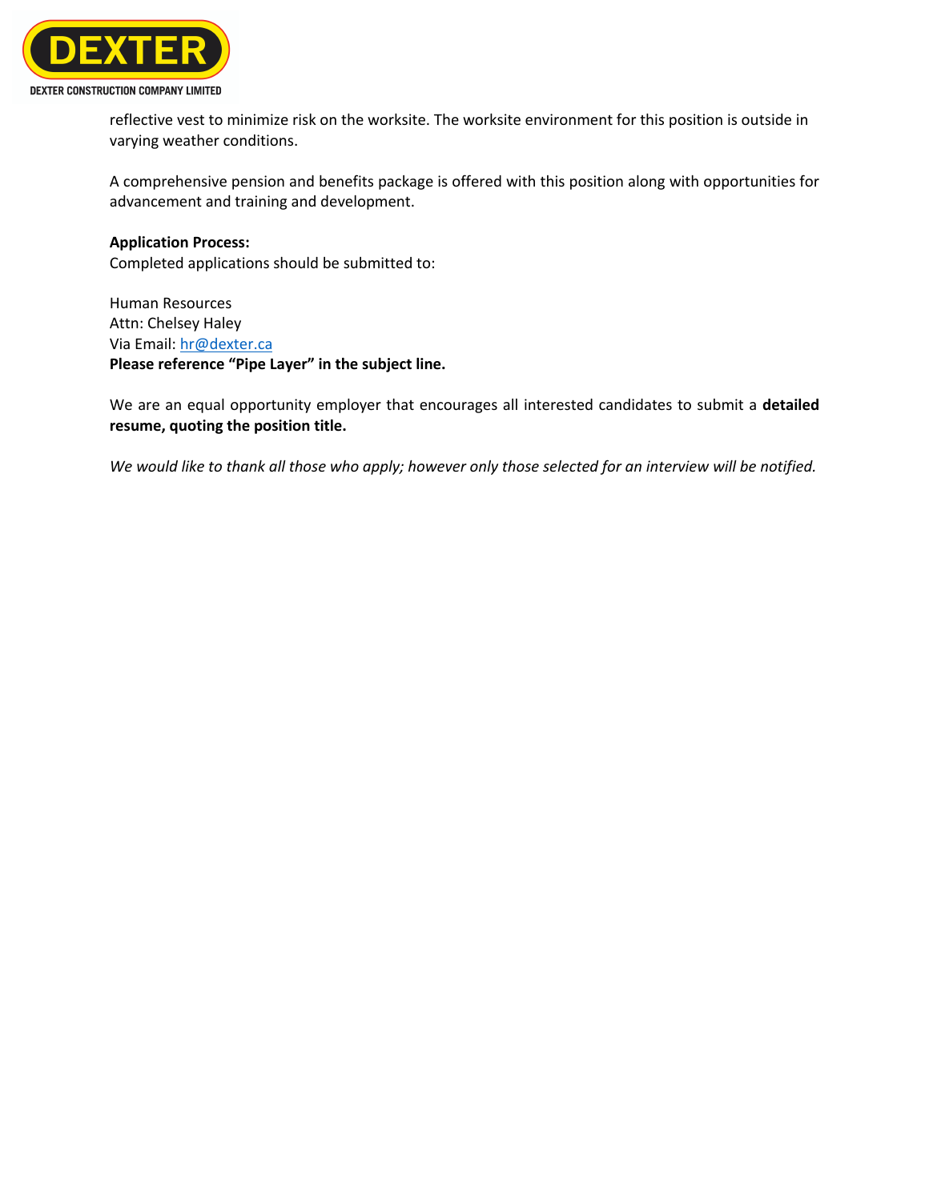reflective vest to minimize risk on the worksite. The worksite environment for this position is outside in varying weather conditions.

A comprehensive pension and benefits package is offered with this position along with opportunities for advancement and training and development.

**Application Process:**
Completed applications should be submitted to:

Human Resources
Attn: Chelsey Haley
Via Email: hr@dexter.ca
**Please reference "Pipe Layer" in the subject line.**

We are an equal opportunity employer that encourages all interested candidates to submit a **detailed resume, quoting the position title.**

*We would like to thank all those who apply; however only those selected for an interview will be notified.*